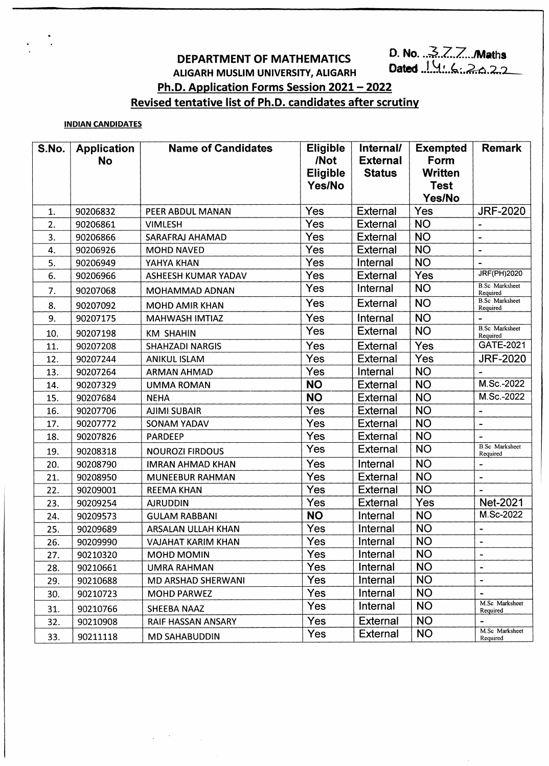# DEPARTMENT OF MATHEMATICS

**ALIGARH MUSLIM UNIVERSITY, ALIGARH**

D. No. ..377.../Maths
Dated .14.6.2022

## Ph.D. Application Forms Session 2021 – 2022

## Revised tentative list of Ph.D. candidates after scrutiny

**INDIAN CANDIDATES**

| S.No. | Application No | Name of Candidates | Eligible /Not Eligible Yes/No | Internal/ External Status | Exempted Form Written Test Yes/No | Remark |
|---|---|---|---|---|---|---|
| 1. | 90206832 | PEER ABDUL MANAN | Yes | External | Yes | JRF-2020 |
| 2. | 90206861 | VIMLESH | Yes | External | NO | - |
| 3. | 90206866 | SARAFRAJ AHAMAD | Yes | External | NO | - |
| 4. | 90206926 | MOHD NAVED | Yes | External | NO | - |
| 5. | 90206949 | YAHYA KHAN | Yes | Internal | NO | - |
| 6. | 90206966 | ASHEESH KUMAR YADAV | Yes | External | Yes | JRF(PH)2020 |
| 7. | 90207068 | MOHAMMAD ADNAN | Yes | Internal | NO | B.Sc Marksheet Required |
| 8. | 90207092 | MOHD AMIR KHAN | Yes | External | NO | B.Sc Marksheet Required |
| 9. | 90207175 | MAHWASH IMTIAZ | Yes | Internal | NO | - |
| 10. | 90207198 | KM SHAHIN | Yes | External | NO | B.Sc Marksheet Required |
| 11. | 90207208 | SHAHZADI NARGIS | Yes | External | Yes | GATE-2021 |
| 12. | 90207244 | ANIKUL ISLAM | Yes | External | Yes | JRF-2020 |
| 13. | 90207264 | ARMAN AHMAD | Yes | Internal | NO | - |
| 14. | 90207329 | UMMA ROMAN | **NO** | External | NO | M.Sc.-2022 |
| 15. | 90207684 | NEHA | **NO** | External | NO | M.Sc.-2022 |
| 16. | 90207706 | AJIMI SUBAIR | Yes | External | NO | - |
| 17. | 90207772 | SONAM YADAV | Yes | External | NO | - |
| 18. | 90207826 | PARDEEP | Yes | External | NO | - |
| 19. | 90208318 | NOUROZI FIRDOUS | Yes | External | NO | B.Sc Marksheet Required |
| 20. | 90208790 | IMRAN AHMAD KHAN | Yes | Internal | NO | - |
| 21. | 90208950 | MUNEEBUR RAHMAN | Yes | External | NO | - |
| 22. | 90209001 | REEMA KHAN | Yes | External | NO | - |
| 23. | 90209254 | AJRUDDIN | Yes | External | Yes | Net-2021 |
| 24. | 90209573 | GULAM RABBANI | **NO** | Internal | NO | M.Sc-2022 |
| 25. | 90209689 | ARSALAN ULLAH KHAN | Yes | Internal | NO | - |
| 26. | 90209990 | VAJAHAT KARIM KHAN | Yes | Internal | NO | - |
| 27. | 90210320 | MOHD MOMIN | Yes | Internal | NO | - |
| 28. | 90210661 | UMRA RAHMAN | Yes | Internal | NO | - |
| 29. | 90210688 | MD ARSHAD SHERWANI | Yes | Internal | NO | - |
| 30. | 90210723 | MOHD PARWEZ | Yes | Internal | NO | - |
| 31. | 90210766 | SHEEBA NAAZ | Yes | Internal | NO | M.Sc Marksheet Required |
| 32. | 90210908 | RAIF HASSAN ANSARY | Yes | External | NO | - |
| 33. | 90211118 | MD SAHABUDDIN | Yes | External | NO | M.Sc Marksheet Required |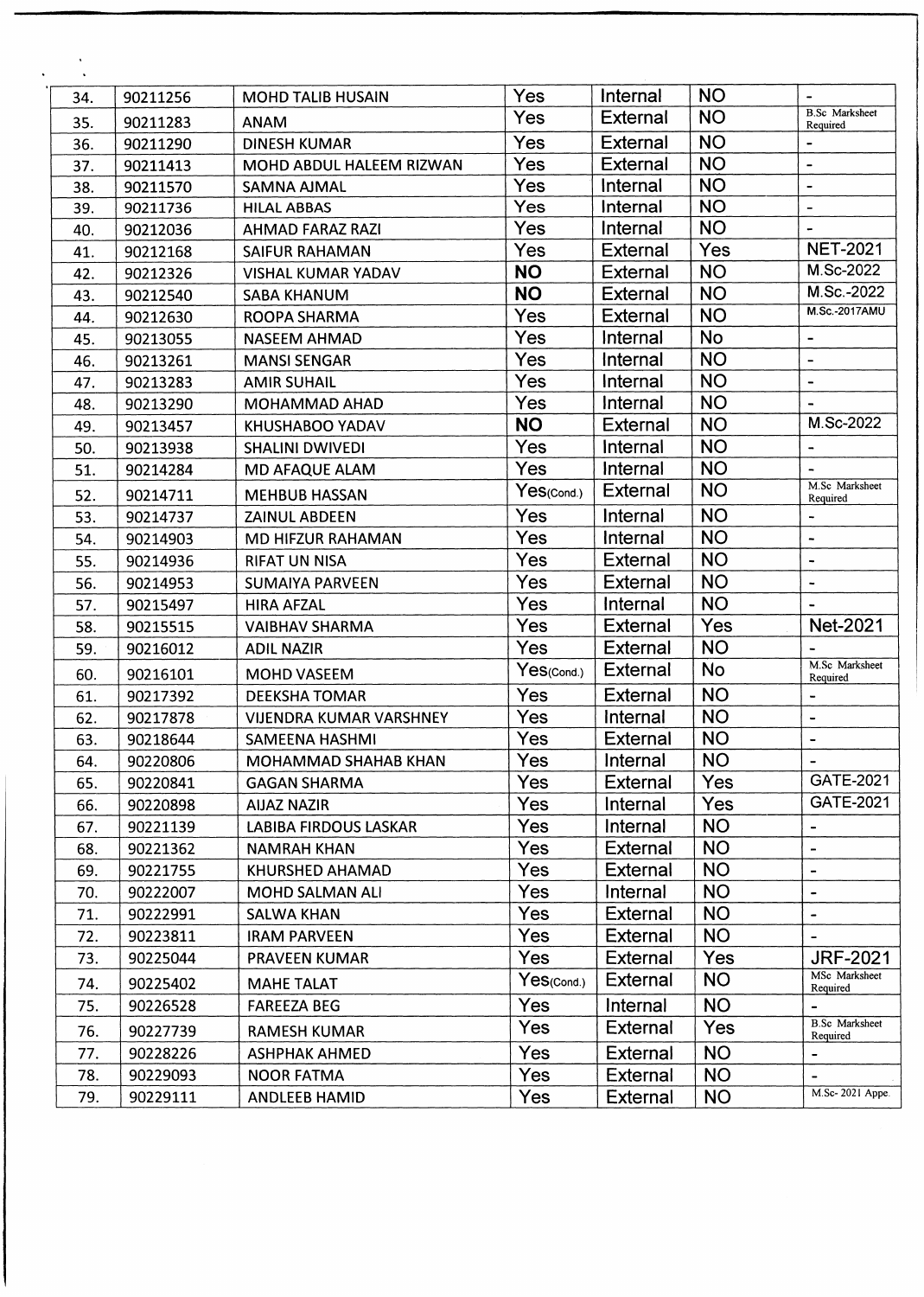| | | | | | | |
|---|---|---|---|---|---|---|
| 34. | 90211256 | MOHD TALIB HUSAIN | Yes | Internal | NO | - |
| 35. | 90211283 | ANAM | Yes | External | NO | B.Sc Marksheet Required |
| 36. | 90211290 | DINESH KUMAR | Yes | External | NO | - |
| 37. | 90211413 | MOHD ABDUL HALEEM RIZWAN | Yes | External | NO | - |
| 38. | 90211570 | SAMNA AJMAL | Yes | Internal | NO | - |
| 39. | 90211736 | HILAL ABBAS | Yes | Internal | NO | - |
| 40. | 90212036 | AHMAD FARAZ RAZI | Yes | Internal | NO | - |
| 41. | 90212168 | SAIFUR RAHAMAN | Yes | External | Yes | NET-2021 |
| 42. | 90212326 | VISHAL KUMAR YADAV | **NO** | External | NO | M.Sc-2022 |
| 43. | 90212540 | SABA KHANUM | **NO** | External | NO | M.Sc.-2022 |
| 44. | 90212630 | ROOPA SHARMA | Yes | External | NO | M.Sc.-2017AMU |
| 45. | 90213055 | NASEEM AHMAD | Yes | Internal | No | - |
| 46. | 90213261 | MANSI SENGAR | Yes | Internal | NO | - |
| 47. | 90213283 | AMIR SUHAIL | Yes | Internal | NO | - |
| 48. | 90213290 | MOHAMMAD AHAD | Yes | Internal | NO | - |
| 49. | 90213457 | KHUSHABOO YADAV | **NO** | External | NO | M.Sc-2022 |
| 50. | 90213938 | SHALINI DWIVEDI | Yes | Internal | NO | - |
| 51. | 90214284 | MD AFAQUE ALAM | Yes | Internal | NO | - |
| 52. | 90214711 | MEHBUB HASSAN | Yes(Cond.) | External | NO | M.Sc Marksheet Required |
| 53. | 90214737 | ZAINUL ABDEEN | Yes | Internal | NO | - |
| 54. | 90214903 | MD HIFZUR RAHAMAN | Yes | Internal | NO | - |
| 55. | 90214936 | RIFAT UN NISA | Yes | External | NO | - |
| 56. | 90214953 | SUMAIYA PARVEEN | Yes | External | NO | - |
| 57. | 90215497 | HIRA AFZAL | Yes | Internal | NO | - |
| 58. | 90215515 | VAIBHAV SHARMA | Yes | External | Yes | Net-2021 |
| 59. | 90216012 | ADIL NAZIR | Yes | External | NO | - |
| 60. | 90216101 | MOHD VASEEM | Yes(Cond.) | External | No | M.Sc Marksheet Required |
| 61. | 90217392 | DEEKSHA TOMAR | Yes | External | NO | - |
| 62. | 90217878 | VIJENDRA KUMAR VARSHNEY | Yes | Internal | NO | - |
| 63. | 90218644 | SAMEENA HASHMI | Yes | External | NO | - |
| 64. | 90220806 | MOHAMMAD SHAHAB KHAN | Yes | Internal | NO | - |
| 65. | 90220841 | GAGAN SHARMA | Yes | External | Yes | GATE-2021 |
| 66. | 90220898 | AIJAZ NAZIR | Yes | Internal | Yes | GATE-2021 |
| 67. | 90221139 | LABIBA FIRDOUS LASKAR | Yes | Internal | NO | - |
| 68. | 90221362 | NAMRAH KHAN | Yes | External | NO | - |
| 69. | 90221755 | KHURSHED AHAMAD | Yes | External | NO | - |
| 70. | 90222007 | MOHD SALMAN ALI | Yes | Internal | NO | - |
| 71. | 90222991 | SALWA KHAN | Yes | External | NO | - |
| 72. | 90223811 | IRAM PARVEEN | Yes | External | NO | - |
| 73. | 90225044 | PRAVEEN KUMAR | Yes | External | Yes | JRF-2021 |
| 74. | 90225402 | MAHE TALAT | Yes(Cond.) | External | NO | MSc Marksheet Required |
| 75. | 90226528 | FAREEZA BEG | Yes | Internal | NO | - |
| 76. | 90227739 | RAMESH KUMAR | Yes | External | Yes | B.Sc Marksheet Required |
| 77. | 90228226 | ASHPHAK AHMED | Yes | External | NO | - |
| 78. | 90229093 | NOOR FATMA | Yes | External | NO | - |
| 79. | 90229111 | ANDLEEB HAMID | Yes | External | NO | M.Sc- 2021 Appe. |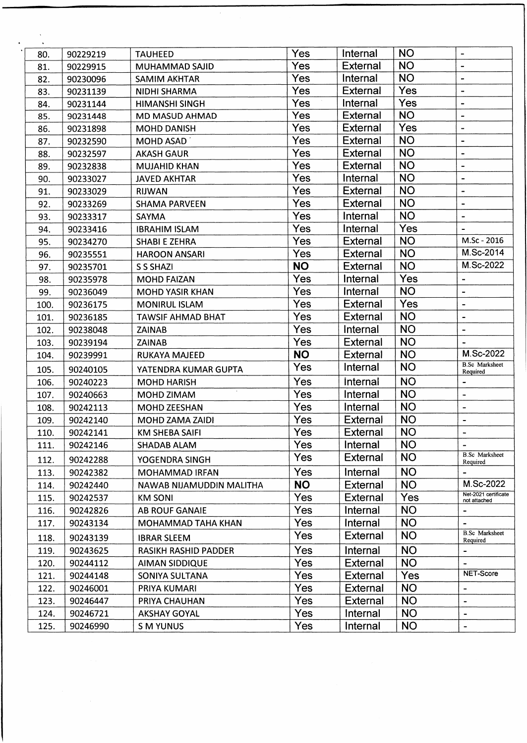| | | | | | | |
|---|---|---|---|---|---|---|
| 80. | 90229219 | TAUHEED | Yes | Internal | NO | - |
| 81. | 90229915 | MUHAMMAD SAJID | Yes | External | NO | - |
| 82. | 90230096 | SAMIM AKHTAR | Yes | Internal | NO | - |
| 83. | 90231139 | NIDHI SHARMA | Yes | External | Yes | - |
| 84. | 90231144 | HIMANSHI SINGH | Yes | Internal | Yes | - |
| 85. | 90231448 | MD MASUD AHMAD | Yes | External | NO | - |
| 86. | 90231898 | MOHD DANISH | Yes | External | Yes | - |
| 87. | 90232590 | MOHD ASAD | Yes | External | NO | - |
| 88. | 90232597 | AKASH GAUR | Yes | External | NO | - |
| 89. | 90232838 | MUJAHID KHAN | Yes | External | NO | - |
| 90. | 90233027 | JAVED AKHTAR | Yes | Internal | NO | - |
| 91. | 90233029 | RIJWAN | Yes | External | NO | - |
| 92. | 90233269 | SHAMA PARVEEN | Yes | External | NO | - |
| 93. | 90233317 | SAYMA | Yes | Internal | NO | - |
| 94. | 90233416 | IBRAHIM ISLAM | Yes | Internal | Yes | - |
| 95. | 90234270 | SHABI E ZEHRA | Yes | External | NO | M.Sc - 2016 |
| 96. | 90235551 | HAROON ANSARI | Yes | External | NO | M.Sc-2014 |
| 97. | 90235701 | S S SHAZI | **NO** | External | NO | M.Sc-2022 |
| 98. | 90235978 | MOHD FAIZAN | Yes | Internal | Yes | - |
| 99. | 90236049 | MOHD YASIR KHAN | Yes | Internal | NO | - |
| 100. | 90236175 | MONIRUL ISLAM | Yes | External | Yes | - |
| 101. | 90236185 | TAWSIF AHMAD BHAT | Yes | External | NO | - |
| 102. | 90238048 | ZAINAB | Yes | Internal | NO | - |
| 103. | 90239194 | ZAINAB | Yes | External | NO | - |
| 104. | 90239991 | RUKAYA MAJEED | **NO** | External | NO | M.Sc-2022 |
| 105. | 90240105 | YATENDRA KUMAR GUPTA | Yes | Internal | NO | B.Sc Marksheet Required |
| 106. | 90240223 | MOHD HARISH | Yes | Internal | NO | - |
| 107. | 90240663 | MOHD ZIMAM | Yes | Internal | NO | - |
| 108. | 90242113 | MOHD ZEESHAN | Yes | Internal | NO | - |
| 109. | 90242140 | MOHD ZAMA ZAIDI | Yes | External | NO | - |
| 110. | 90242141 | KM SHEBA SAIFI | Yes | External | NO | - |
| 111. | 90242146 | SHADAB ALAM | Yes | Internal | NO | - |
| 112. | 90242288 | YOGENDRA SINGH | Yes | External | NO | B.Sc Marksheet Required |
| 113. | 90242382 | MOHAMMAD IRFAN | Yes | Internal | NO | - |
| 114. | 90242440 | NAWAB NIJAMUDDIN MALITHA | **NO** | External | NO | M.Sc-2022 |
| 115. | 90242537 | KM SONI | Yes | External | Yes | Net-2021 certificate not attached |
| 116. | 90242826 | AB ROUF GANAIE | Yes | Internal | NO | - |
| 117. | 90243134 | MOHAMMAD TAHA KHAN | Yes | Internal | NO | - |
| 118. | 90243139 | IBRAR SLEEM | Yes | External | NO | B.Sc Marksheet Required |
| 119. | 90243625 | RASIKH RASHID PADDER | Yes | Internal | NO | - |
| 120. | 90244112 | AIMAN SIDDIQUE | Yes | External | NO | - |
| 121. | 90244148 | SONIYA SULTANA | Yes | External | Yes | NET-Score |
| 122. | 90246001 | PRIYA KUMARI | Yes | External | NO | - |
| 123. | 90246447 | PRIYA CHAUHAN | Yes | External | NO | - |
| 124. | 90246721 | AKSHAY GOYAL | Yes | Internal | NO | - |
| 125. | 90246990 | S M YUNUS | Yes | Internal | NO | - |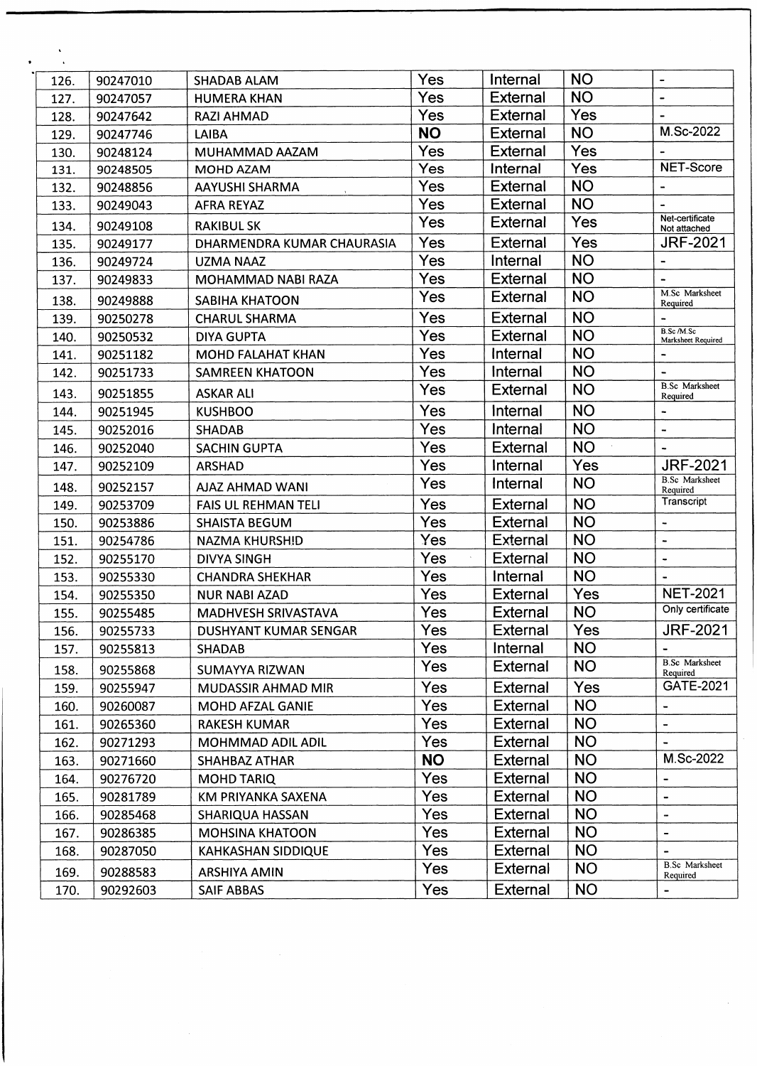| 126. | 90247010 | SHADAB ALAM | Yes | Internal | NO | - |
|---|---|---|---|---|---|---|
| 127. | 90247057 | HUMERA KHAN | Yes | External | NO | - |
| 128. | 90247642 | RAZI AHMAD | Yes | External | Yes | - |
| 129. | 90247746 | LAIBA | **NO** | External | NO | M.Sc-2022 |
| 130. | 90248124 | MUHAMMAD AAZAM | Yes | External | Yes | - |
| 131. | 90248505 | MOHD AZAM | Yes | Internal | Yes | NET-Score |
| 132. | 90248856 | AAYUSHI SHARMA | Yes | External | NO | - |
| 133. | 90249043 | AFRA REYAZ | Yes | External | NO | - |
| 134. | 90249108 | RAKIBUL SK | Yes | External | Yes | Net-certificate Not attached |
| 135. | 90249177 | DHARMENDRA KUMAR CHAURASIA | Yes | External | Yes | JRF-2021 |
| 136. | 90249724 | UZMA NAAZ | Yes | Internal | NO | - |
| 137. | 90249833 | MOHAMMAD NABI RAZA | Yes | External | NO | - |
| 138. | 90249888 | SABIHA KHATOON | Yes | External | NO | M.Sc Marksheet Required |
| 139. | 90250278 | CHARUL SHARMA | Yes | External | NO | - |
| 140. | 90250532 | DIYA GUPTA | Yes | External | NO | B.Sc /M.Sc Marksheet Required |
| 141. | 90251182 | MOHD FALAHAT KHAN | Yes | Internal | NO | - |
| 142. | 90251733 | SAMREEN KHATOON | Yes | Internal | NO | - |
| 143. | 90251855 | ASKAR ALI | Yes | External | NO | B.Sc Marksheet Required |
| 144. | 90251945 | KUSHBOO | Yes | Internal | NO | - |
| 145. | 90252016 | SHADAB | Yes | Internal | NO | - |
| 146. | 90252040 | SACHIN GUPTA | Yes | External | NO | - |
| 147. | 90252109 | ARSHAD | Yes | Internal | Yes | JRF-2021 |
| 148. | 90252157 | AJAZ AHMAD WANI | Yes | Internal | NO | B.Sc Marksheet Required |
| 149. | 90253709 | FAIS UL REHMAN TELI | Yes | External | NO | Transcript |
| 150. | 90253886 | SHAISTA BEGUM | Yes | External | NO | - |
| 151. | 90254786 | NAZMA KHURSHID | Yes | External | NO | - |
| 152. | 90255170 | DIVYA SINGH | Yes | External | NO | - |
| 153. | 90255330 | CHANDRA SHEKHAR | Yes | Internal | NO | - |
| 154. | 90255350 | NUR NABI AZAD | Yes | External | Yes | NET-2021 |
| 155. | 90255485 | MADHVESH SRIVASTAVA | Yes | External | NO | Only certificate |
| 156. | 90255733 | DUSHYANT KUMAR SENGAR | Yes | External | Yes | JRF-2021 |
| 157. | 90255813 | SHADAB | Yes | Internal | NO | - |
| 158. | 90255868 | SUMAYYA RIZWAN | Yes | External | NO | B.Sc Marksheet Required |
| 159. | 90255947 | MUDASSIR AHMAD MIR | Yes | External | Yes | GATE-2021 |
| 160. | 90260087 | MOHD AFZAL GANIE | Yes | External | NO | - |
| 161. | 90265360 | RAKESH KUMAR | Yes | External | NO | - |
| 162. | 90271293 | MOHMMAD ADIL ADIL | Yes | External | NO | - |
| 163. | 90271660 | SHAHBAZ ATHAR | **NO** | External | NO | M.Sc-2022 |
| 164. | 90276720 | MOHD TARIQ | Yes | External | NO | - |
| 165. | 90281789 | KM PRIYANKA SAXENA | Yes | External | NO | - |
| 166. | 90285468 | SHARIQUA HASSAN | Yes | External | NO | - |
| 167. | 90286385 | MOHSINA KHATOON | Yes | External | NO | - |
| 168. | 90287050 | KAHKASHAN SIDDIQUE | Yes | External | NO | - |
| 169. | 90288583 | ARSHIYA AMIN | Yes | External | NO | B.Sc Marksheet Required |
| 170. | 90292603 | SAIF ABBAS | Yes | External | NO | - |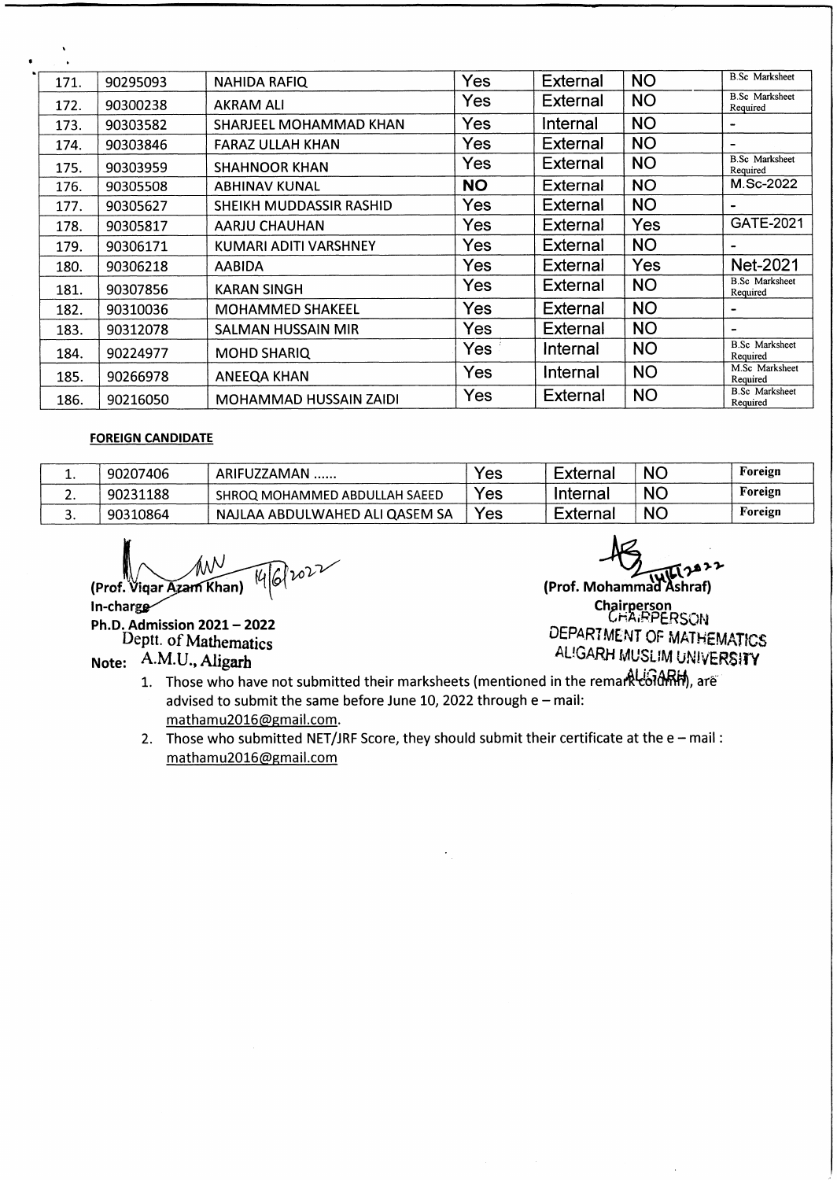| | | | | | | | |
|---|---|---|---|---|---|---|---|
| 171. | 90295093 | NAHIDA RAFIQ | Yes | External | NO | B.Sc Marksheet |
| 172. | 90300238 | AKRAM ALI | Yes | External | NO | B.Sc Marksheet Required |
| 173. | 90303582 | SHARJEEL MOHAMMAD KHAN | Yes | Internal | NO | - |
| 174. | 90303846 | FARAZ ULLAH KHAN | Yes | External | NO | - |
| 175. | 90303959 | SHAHNOOR KHAN | Yes | External | NO | B.Sc Marksheet Required |
| 176. | 90305508 | ABHINAV KUNAL | **NO** | External | NO | M.Sc-2022 |
| 177. | 90305627 | SHEIKH MUDDASSIR RASHID | Yes | External | NO | - |
| 178. | 90305817 | AARJU CHAUHAN | Yes | External | Yes | GATE-2021 |
| 179. | 90306171 | KUMARI ADITI VARSHNEY | Yes | External | NO | - |
| 180. | 90306218 | AABIDA | Yes | External | Yes | Net-2021 |
| 181. | 90307856 | KARAN SINGH | Yes | External | NO | B.Sc Marksheet Required |
| 182. | 90310036 | MOHAMMED SHAKEEL | Yes | External | NO | - |
| 183. | 90312078 | SALMAN HUSSAIN MIR | Yes | External | NO | - |
| 184. | 90224977 | MOHD SHARIQ | Yes | Internal | NO | B.Sc Marksheet Required |
| 185. | 90266978 | ANEEQA KHAN | Yes | Internal | NO | M.Sc Marksheet Required |
| 186. | 90216050 | MOHAMMAD HUSSAIN ZAIDI | Yes | External | NO | B.Sc Marksheet Required |

**FOREIGN CANDIDATE**

| | | | | | | |
|---|---|---|---|---|---|---|
| 1. | 90207406 | ARIFUZZAMAN ...... | Yes | External | NO | Foreign |
| 2. | 90231188 | SHROQ MOHAMMED ABDULLAH SAEED | Yes | Internal | NO | Foreign |
| 3. | 90310864 | NAJLAA ABDULWAHED ALI QASEM SA | Yes | External | NO | Foreign |

14/6/2022

**(Prof. Viqar Azam Khan)**
**In-charge**
**Ph.D. Admission 2021 – 2022**
Deptt. of Mathematics
A.M.U., Aligarh

14/6/2022

**(Prof. Mohammad Ashraf)**
**Chairperson**
CHAIRPERSON
DEPARTMENT OF MATHEMATICS
ALIGARH MUSLIM UNIVERSITY
ALIGARH

**Note:**

1. Those who have not submitted their marksheets (mentioned in the remark column), are advised to submit the same before June 10, 2022 through e – mail: mathamu2016@gmail.com.
2. Those who submitted NET/JRF Score, they should submit their certificate at the e – mail : mathamu2016@gmail.com